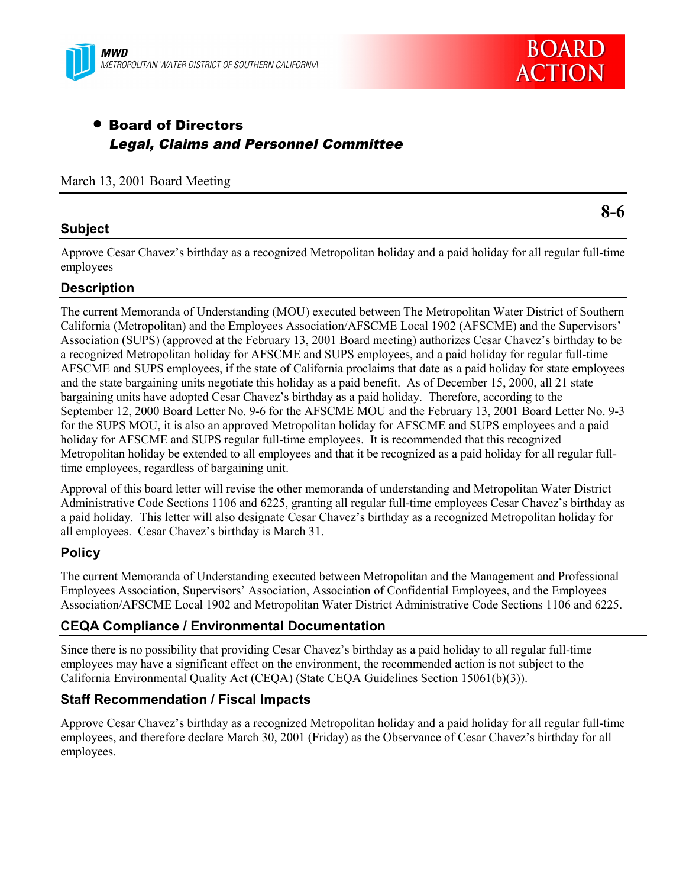MWD
METROPOLITAN WATER DISTRICT OF SOUTHERN CALIFORNIA

**BOARD ACTION**

- **Board of Directors**
  ***Legal, Claims and Personnel Committee***

March 13, 2001 Board Meeting

**8-6**

## Subject

Approve Cesar Chavez's birthday as a recognized Metropolitan holiday and a paid holiday for all regular full-time employees

## Description

The current Memoranda of Understanding (MOU) executed between The Metropolitan Water District of Southern California (Metropolitan) and the Employees Association/AFSCME Local 1902 (AFSCME) and the Supervisors' Association (SUPS) (approved at the February 13, 2001 Board meeting) authorizes Cesar Chavez's birthday to be a recognized Metropolitan holiday for AFSCME and SUPS employees, and a paid holiday for regular full-time AFSCME and SUPS employees, if the state of California proclaims that date as a paid holiday for state employees and the state bargaining units negotiate this holiday as a paid benefit. As of December 15, 2000, all 21 state bargaining units have adopted Cesar Chavez's birthday as a paid holiday. Therefore, according to the September 12, 2000 Board Letter No. 9-6 for the AFSCME MOU and the February 13, 2001 Board Letter No. 9-3 for the SUPS MOU, it is also an approved Metropolitan holiday for AFSCME and SUPS employees and a paid holiday for AFSCME and SUPS regular full-time employees. It is recommended that this recognized Metropolitan holiday be extended to all employees and that it be recognized as a paid holiday for all regular full-time employees, regardless of bargaining unit.

Approval of this board letter will revise the other memoranda of understanding and Metropolitan Water District Administrative Code Sections 1106 and 6225, granting all regular full-time employees Cesar Chavez's birthday as a paid holiday. This letter will also designate Cesar Chavez's birthday as a recognized Metropolitan holiday for all employees. Cesar Chavez's birthday is March 31.

## Policy

The current Memoranda of Understanding executed between Metropolitan and the Management and Professional Employees Association, Supervisors' Association, Association of Confidential Employees, and the Employees Association/AFSCME Local 1902 and Metropolitan Water District Administrative Code Sections 1106 and 6225.

## CEQA Compliance / Environmental Documentation

Since there is no possibility that providing Cesar Chavez's birthday as a paid holiday to all regular full-time employees may have a significant effect on the environment, the recommended action is not subject to the California Environmental Quality Act (CEQA) (State CEQA Guidelines Section 15061(b)(3)).

## Staff Recommendation / Fiscal Impacts

Approve Cesar Chavez's birthday as a recognized Metropolitan holiday and a paid holiday for all regular full-time employees, and therefore declare March 30, 2001 (Friday) as the Observance of Cesar Chavez's birthday for all employees.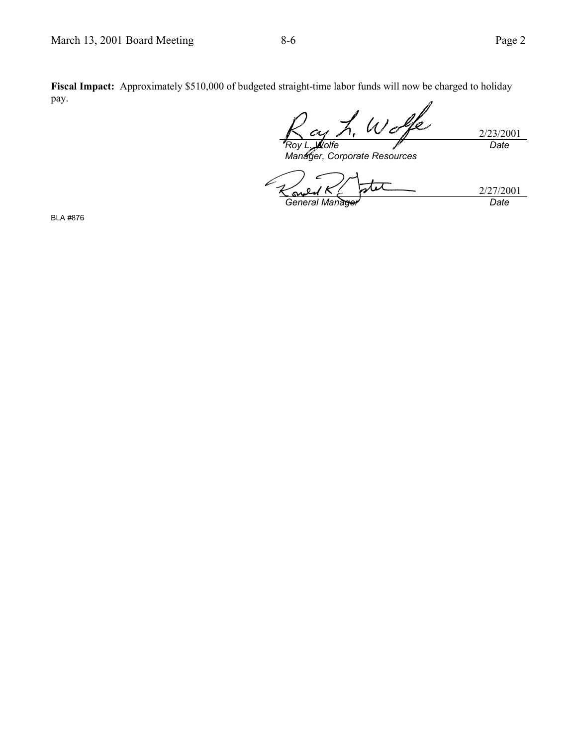**Fiscal Impact:** Approximately $510,000 of budgeted straight-time labor funds will now be charged to holiday pay.

| | |
|---|---|
| *Roy L. Wolfe* | 2/23/2001 |
| *Manager, Corporate Resources* | *Date* |

| | |
|---|---|
| *General Manager* | 2/27/2001 |
| | *Date* |

BLA #876